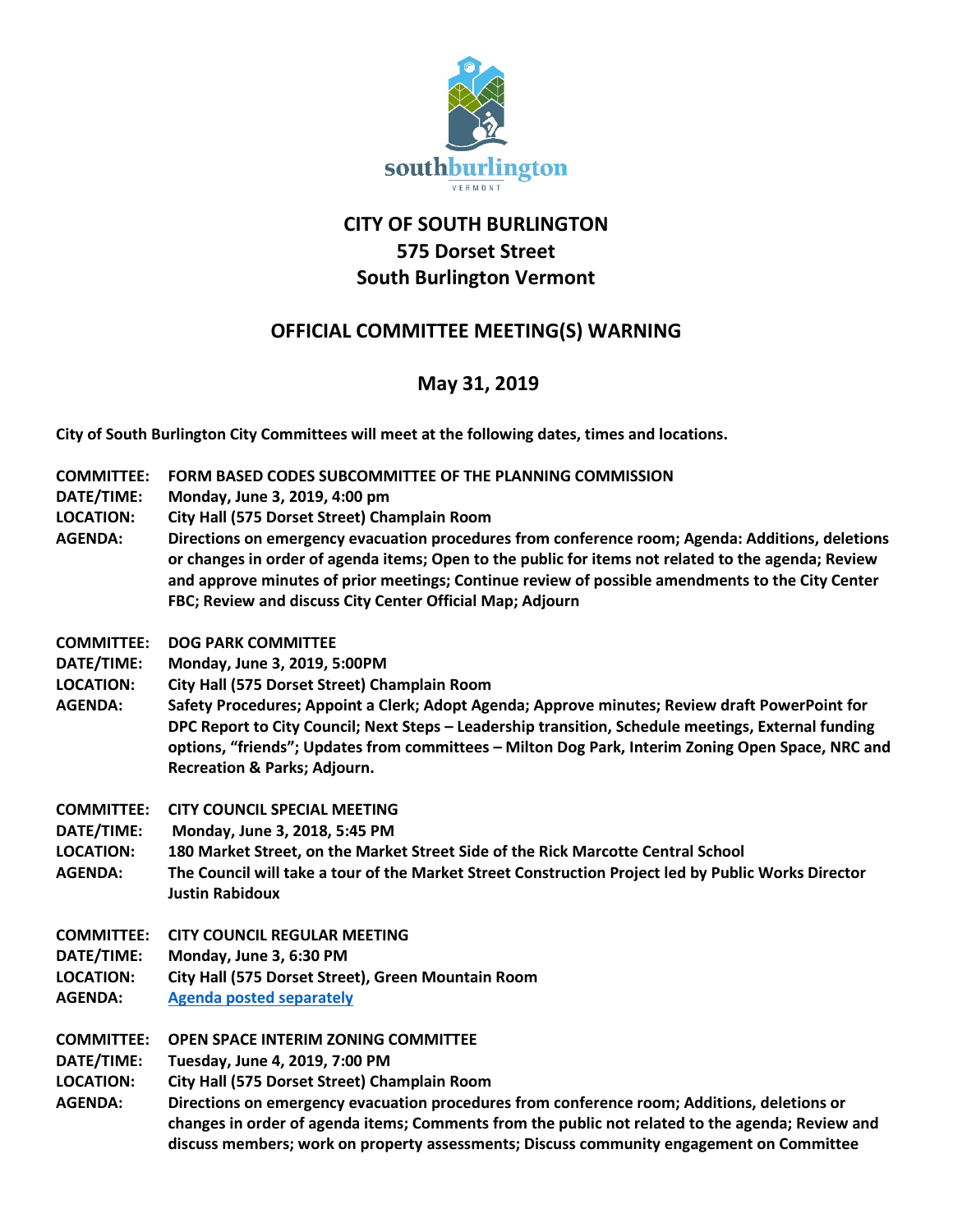# CITY OF SOUTH BURLINGTON
## 575 Dorset Street
## South Burlington Vermont

## OFFICIAL COMMITTEE MEETING(S) WARNING

## May 31, 2019

**City of South Burlington City Committees will meet at the following dates, times and locations.**

**COMMITTEE:** FORM BASED CODES SUBCOMMITTEE OF THE PLANNING COMMISSION
**DATE/TIME:** Monday, June 3, 2019, 4:00 pm
**LOCATION:** City Hall (575 Dorset Street) Champlain Room
**AGENDA:** Directions on emergency evacuation procedures from conference room; Agenda: Additions, deletions or changes in order of agenda items; Open to the public for items not related to the agenda; Review and approve minutes of prior meetings; Continue review of possible amendments to the City Center FBC; Review and discuss City Center Official Map; Adjourn

**COMMITTEE:** DOG PARK COMMITTEE
**DATE/TIME:** Monday, June 3, 2019, 5:00PM
**LOCATION:** City Hall (575 Dorset Street) Champlain Room
**AGENDA:** Safety Procedures; Appoint a Clerk; Adopt Agenda; Approve minutes; Review draft PowerPoint for DPC Report to City Council; Next Steps – Leadership transition, Schedule meetings, External funding options, "friends"; Updates from committees – Milton Dog Park, Interim Zoning Open Space, NRC and Recreation & Parks; Adjourn.

**COMMITTEE:** CITY COUNCIL SPECIAL MEETING
**DATE/TIME:** Monday, June 3, 2018, 5:45 PM
**LOCATION:** 180 Market Street, on the Market Street Side of the Rick Marcotte Central School
**AGENDA:** The Council will take a tour of the Market Street Construction Project led by Public Works Director Justin Rabidoux

**COMMITTEE:** CITY COUNCIL REGULAR MEETING
**DATE/TIME:** Monday, June 3, 6:30 PM
**LOCATION:** City Hall (575 Dorset Street), Green Mountain Room
**AGENDA:** Agenda posted separately

**COMMITTEE:** OPEN SPACE INTERIM ZONING COMMITTEE
**DATE/TIME:** Tuesday, June 4, 2019, 7:00 PM
**LOCATION:** City Hall (575 Dorset Street) Champlain Room
**AGENDA:** Directions on emergency evacuation procedures from conference room; Additions, deletions or changes in order of agenda items; Comments from the public not related to the agenda; Review and discuss members; work on property assessments; Discuss community engagement on Committee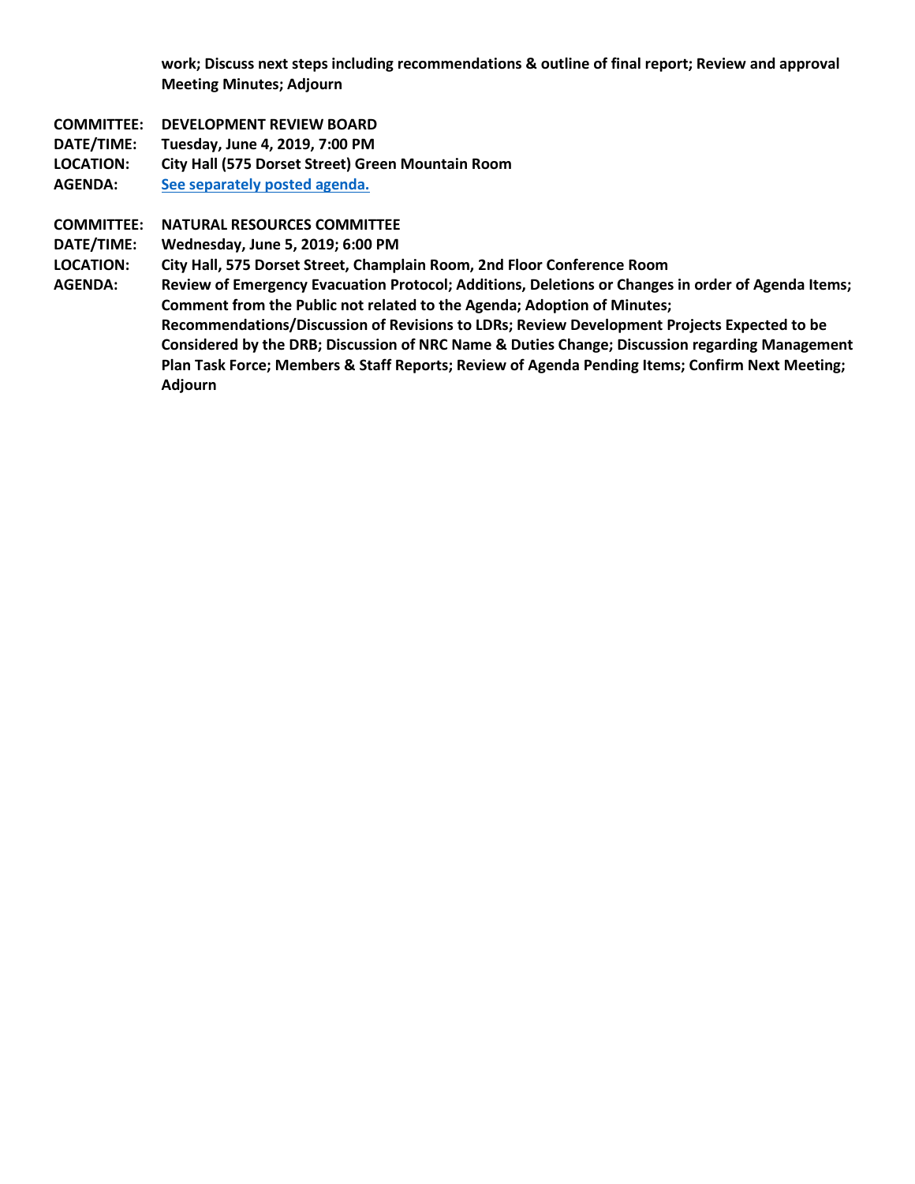**work; Discuss next steps including recommendations & outline of final report; Review and approval Meeting Minutes; Adjourn**

**COMMITTEE:** **DEVELOPMENT REVIEW BOARD**
**DATE/TIME:** **Tuesday, June 4, 2019, 7:00 PM**
**LOCATION:** **City Hall (575 Dorset Street) Green Mountain Room**
**AGENDA:** **See separately posted agenda.**

**COMMITTEE:** **NATURAL RESOURCES COMMITTEE**
**DATE/TIME:** **Wednesday, June 5, 2019; 6:00 PM**
**LOCATION:** **City Hall, 575 Dorset Street, Champlain Room, 2nd Floor Conference Room**
**AGENDA:** **Review of Emergency Evacuation Protocol; Additions, Deletions or Changes in order of Agenda Items; Comment from the Public not related to the Agenda; Adoption of Minutes; Recommendations/Discussion of Revisions to LDRs; Review Development Projects Expected to be Considered by the DRB; Discussion of NRC Name & Duties Change; Discussion regarding Management Plan Task Force; Members & Staff Reports; Review of Agenda Pending Items; Confirm Next Meeting; Adjourn**